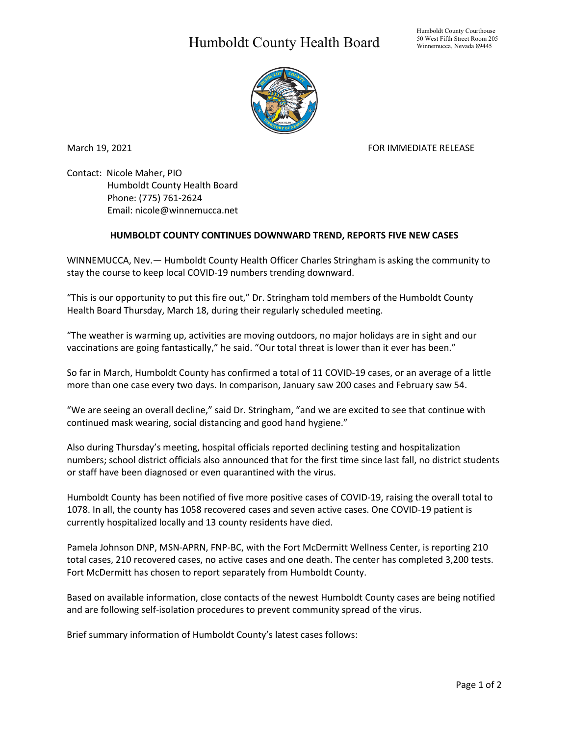# Humboldt County Health Board

Humboldt County Courthouse
50 West Fifth Street Room 205
Winnemucca, Nevada 89445

March 19, 2021

FOR IMMEDIATE RELEASE

Contact: Nicole Maher, PIO
Humboldt County Health Board
Phone: (775) 761-2624
Email: nicole@winnemucca.net

**HUMBOLDT COUNTY CONTINUES DOWNWARD TREND, REPORTS FIVE NEW CASES**

WINNEMUCCA, Nev.— Humboldt County Health Officer Charles Stringham is asking the community to stay the course to keep local COVID-19 numbers trending downward.

"This is our opportunity to put this fire out," Dr. Stringham told members of the Humboldt County Health Board Thursday, March 18, during their regularly scheduled meeting.

"The weather is warming up, activities are moving outdoors, no major holidays are in sight and our vaccinations are going fantastically," he said. "Our total threat is lower than it ever has been."

So far in March, Humboldt County has confirmed a total of 11 COVID-19 cases, or an average of a little more than one case every two days. In comparison, January saw 200 cases and February saw 54.

"We are seeing an overall decline," said Dr. Stringham, "and we are excited to see that continue with continued mask wearing, social distancing and good hand hygiene."

Also during Thursday's meeting, hospital officials reported declining testing and hospitalization numbers; school district officials also announced that for the first time since last fall, no district students or staff have been diagnosed or even quarantined with the virus.

Humboldt County has been notified of five more positive cases of COVID-19, raising the overall total to 1078. In all, the county has 1058 recovered cases and seven active cases. One COVID-19 patient is currently hospitalized locally and 13 county residents have died.

Pamela Johnson DNP, MSN-APRN, FNP-BC, with the Fort McDermitt Wellness Center, is reporting 210 total cases, 210 recovered cases, no active cases and one death. The center has completed 3,200 tests. Fort McDermitt has chosen to report separately from Humboldt County.

Based on available information, close contacts of the newest Humboldt County cases are being notified and are following self-isolation procedures to prevent community spread of the virus.

Brief summary information of Humboldt County's latest cases follows: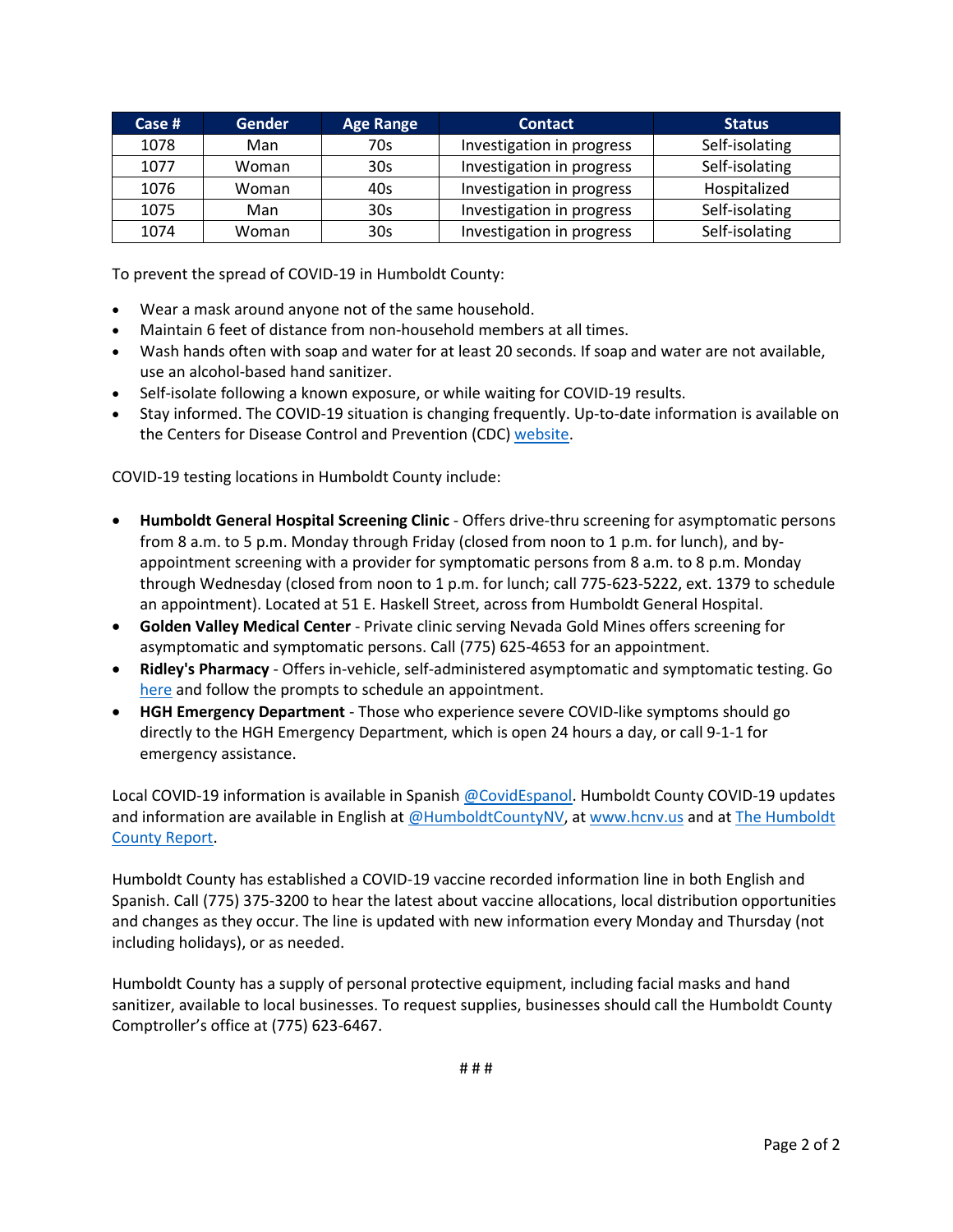| Case # | Gender | Age Range | Contact | Status |
| --- | --- | --- | --- | --- |
| 1078 | Man | 70s | Investigation in progress | Self-isolating |
| 1077 | Woman | 30s | Investigation in progress | Self-isolating |
| 1076 | Woman | 40s | Investigation in progress | Hospitalized |
| 1075 | Man | 30s | Investigation in progress | Self-isolating |
| 1074 | Woman | 30s | Investigation in progress | Self-isolating |

To prevent the spread of COVID-19 in Humboldt County:

- Wear a mask around anyone not of the same household.
- Maintain 6 feet of distance from non-household members at all times.
- Wash hands often with soap and water for at least 20 seconds. If soap and water are not available, use an alcohol-based hand sanitizer.
- Self-isolate following a known exposure, or while waiting for COVID-19 results.
- Stay informed. The COVID-19 situation is changing frequently. Up-to-date information is available on the Centers for Disease Control and Prevention (CDC) website.

COVID-19 testing locations in Humboldt County include:

- **Humboldt General Hospital Screening Clinic** - Offers drive-thru screening for asymptomatic persons from 8 a.m. to 5 p.m. Monday through Friday (closed from noon to 1 p.m. for lunch), and by-appointment screening with a provider for symptomatic persons from 8 a.m. to 8 p.m. Monday through Wednesday (closed from noon to 1 p.m. for lunch; call 775-623-5222, ext. 1379 to schedule an appointment). Located at 51 E. Haskell Street, across from Humboldt General Hospital.
- **Golden Valley Medical Center** - Private clinic serving Nevada Gold Mines offers screening for asymptomatic and symptomatic persons. Call (775) 625-4653 for an appointment.
- **Ridley's Pharmacy** - Offers in-vehicle, self-administered asymptomatic and symptomatic testing. Go here and follow the prompts to schedule an appointment.
- **HGH Emergency Department** - Those who experience severe COVID-like symptoms should go directly to the HGH Emergency Department, which is open 24 hours a day, or call 9-1-1 for emergency assistance.

Local COVID-19 information is available in Spanish @CovidEspanol. Humboldt County COVID-19 updates and information are available in English at @HumboldtCountyNV, at www.hcnv.us and at The Humboldt County Report.

Humboldt County has established a COVID-19 vaccine recorded information line in both English and Spanish. Call (775) 375-3200 to hear the latest about vaccine allocations, local distribution opportunities and changes as they occur. The line is updated with new information every Monday and Thursday (not including holidays), or as needed.

Humboldt County has a supply of personal protective equipment, including facial masks and hand sanitizer, available to local businesses. To request supplies, businesses should call the Humboldt County Comptroller's office at (775) 623-6467.

# # #